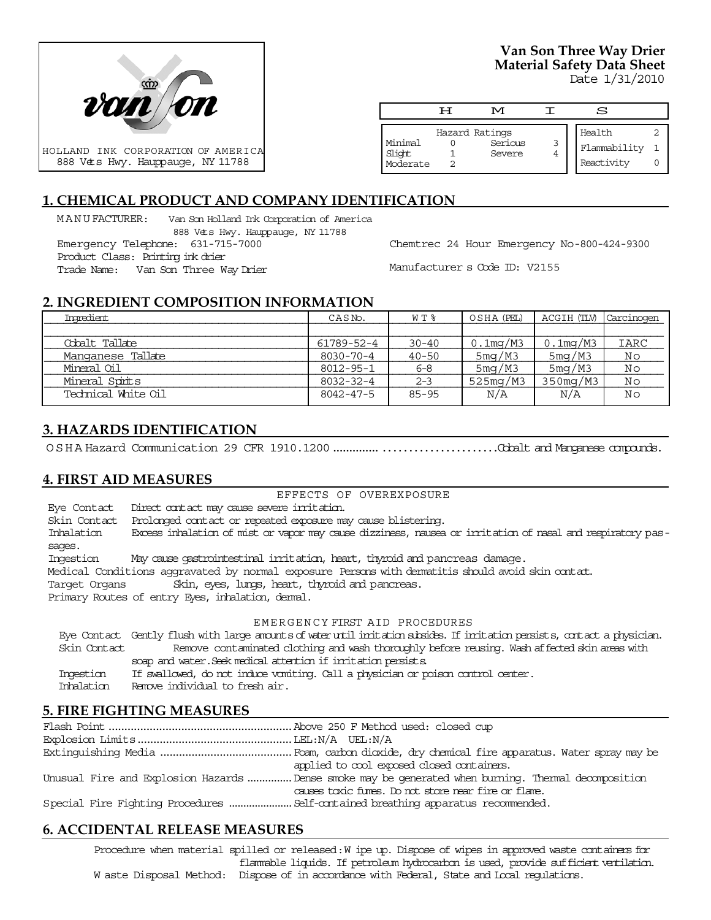HOLLAND INK CORPORATION OF AMERICA
888 Vets Hwy. Hauppauge, NY 11788

**Van Son Three Way Drier**
**Material Safety Data Sheet**
Date 1/31/2010

| H | M | I | S |
|---|---|---|---|

| Hazard Ratings | | | |
|---|---|---|---|
| Minimal | 0 | Serious | 3 |
| Slight | 1 | Severe | 4 |
| Moderate | 2 | | |

| | |
|---|---|
| Health | 2 |
| Flammability | 1 |
| Reactivity | 0 |

## 1. CHEMICAL PRODUCT AND COMPANY IDENTIFICATION

MANUFACTURER: Van Son Holland Ink Corporation of America
888 Vets Hwy. Hauppauge, NY 11788
Emergency Telephone: 631-715-7000
Product Class: Printing ink drier
Trade Name: Van Son Three Way Drier

Chemtrec 24 Hour Emergency No-800-424-9300

Manufacturer s Code ID: V2155

## 2. INGREDIENT COMPOSITION INFORMATION

| Ingredient | CAS No. | WT % | OSHA (PEL) | ACGIH (TLV) | Carcinogen |
|---|---|---|---|---|---|
| Cobalt Tallate | 61789-52-4 | 30-40 | 0.1mg/M3 | 0.1mg/M3 | IARC |
| Manganese Tallate | 8030-70-4 | 40-50 | 5mg/M3 | 5mg/M3 | No |
| Mineral Oil | 8012-95-1 | 6-8 | 5mg/M3 | 5mg/M3 | No |
| Mineral Spirits | 8032-32-4 | 2-3 | 525mg/M3 | 350mg/M3 | No |
| Technical White Oil | 8042-47-5 | 85-95 | N/A | N/A | No |

## 3. HAZARDS IDENTIFICATION

OSHA Hazard Communication 29 CFR 1910.1200 ................................... Cobalt and Manganese compounds.

## 4. FIRST AID MEASURES

EFFECTS OF OVEREXPOSURE

Eye Contact Direct contact may cause severe irritation.
Skin Contact Prolonged contact or repeated exposure may cause blistering.
Inhalation Excess inhalation of mist or vapor may cause dizziness, nausea or irritation of nasal and respiratory passages.
Ingestion May cause gastrointestinal irritation, heart, thyroid and pancreas damage.
Medical Conditions aggravated by normal exposure Persons with dermatitis should avoid skin contact.
Target Organs Skin, eyes, lungs, heart, thyroid and pancreas.
Primary Routes of entry Eyes, inhalation, dermal.

EMERGENCY FIRST AID PROCEDURES

Eye Contact Gently flush with large amounts of water until irritation subsides. If irritation persists, contact a physician.
Skin Contact Remove contaminated clothing and wash thoroughly before reusing. Wash affected skin areas with soap and water. Seek medical attention if irritation persists.
Ingestion If swallowed, do not induce vomiting. Call a physician or poison control center.
Inhalation Remove individual to fresh air.

## 5. FIRE FIGHTING MEASURES

Flash Point ........................................................ Above 250 F Method used: closed cup
Explosion Limits ................................................ LEL:N/A UEL:N/A
Extinguishing Media ......................................... Foam, carbon dioxide, dry chemical fire apparatus. Water spray may be applied to cool exposed closed containers.
Unusual Fire and Explosion Hazards ............... Dense smoke may be generated when burning. Thermal decomposition causes toxic fumes. Do not store near fire or flame.
Special Fire Fighting Procedures ..................... Self-contained breathing apparatus recommended.

## 6. ACCIDENTAL RELEASE MEASURES

Procedure when material spilled or released: Wipe up. Dispose of wipes in approved waste containers for flammable liquids. If petroleum hydrocarbon is used, provide sufficient ventilation.
Waste Disposal Method: Dispose of in accordance with Federal, State and Local regulations.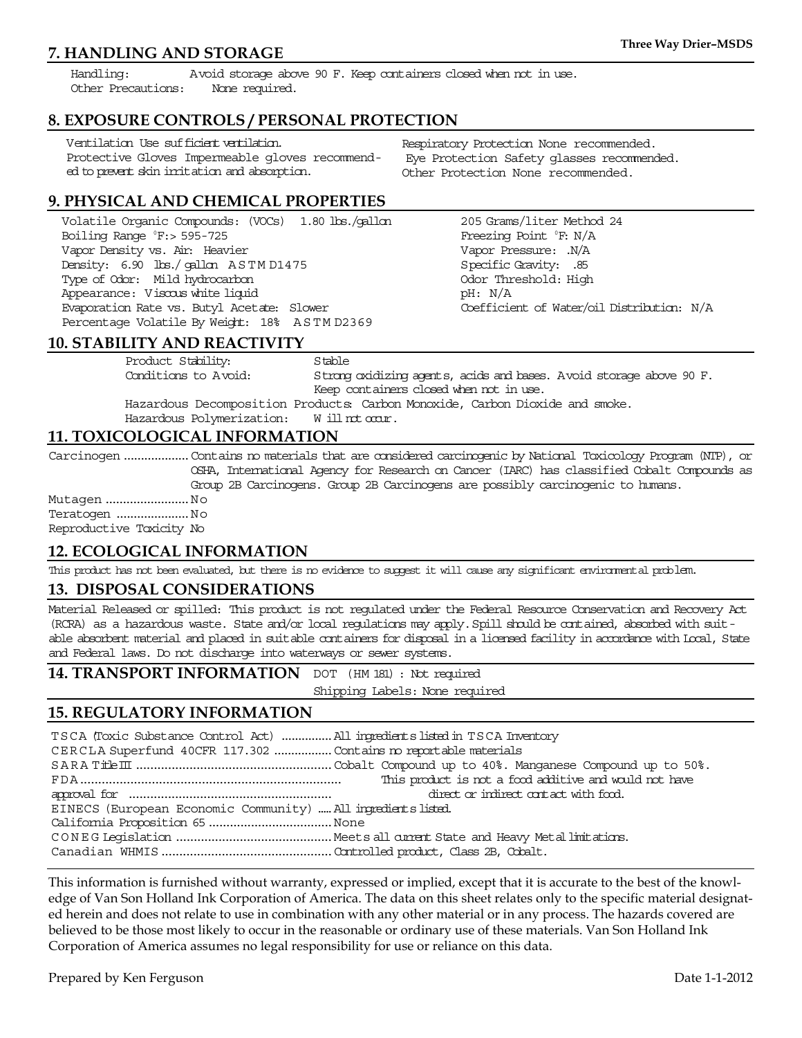## 7. HANDLING AND STORAGE

Handling: Avoid storage above 90 F. Keep containers closed when not in use.
Other Precautions: None required.

## 8. EXPOSURE CONTROLS / PERSONAL PROTECTION

Ventilation Use sufficient ventilation.
Protective Gloves Impermeable gloves recommended to prevent skin irritation and absorption.
Respiratory Protection None recommended.
Eye Protection Safety glasses recommended.
Other Protection None recommended.

## 9. PHYSICAL AND CHEMICAL PROPERTIES

Volatile Organic Compounds: (VOCs) 1.80 lbs./gallon 205 Grams/liter Method 24
Boiling Range °F:> 595-725
Vapor Density vs. Air: Heavier
Density: 6.90 lbs./gallon ASTM D1475
Type of Odor: Mild hydrocarbon
Appearance: Viscous white liquid
Evaporation Rate vs. Butyl Acetate: Slower
Percentage Volatile By Weight: 18% ASTM D2369
Freezing Point °F: N/A
Vapor Pressure: .N/A
Specific Gravity: .85
Odor Threshold: High
pH: N/A
Coefficient of Water/oil Distribution: N/A

## 10. STABILITY AND REACTIVITY

Product Stability: Stable
Conditions to Avoid: Strong oxidizing agents, acids and bases. Avoid storage above 90 F. Keep containers closed when not in use.
Hazardous Decomposition Products: Carbon Monoxide, Carbon Dioxide and smoke.
Hazardous Polymerization: Will not occur.

## 11. TOXICOLOGICAL INFORMATION

Carcinogen .................. Contains no materials that are considered carcinogenic by National Toxicology Program (NTP), or OSHA, International Agency for Research on Cancer (IARC) has classified Cobalt Compounds as Group 2B Carcinogens. Group 2B Carcinogens are possibly carcinogenic to humans.
Mutagen ........................ No
Teratogen ..................... No
Reproductive Toxicity No

## 12. ECOLOGICAL INFORMATION

This product has not been evaluated, but there is no evidence to suggest it will cause any significant environmental problem.

## 13. DISPOSAL CONSIDERATIONS

Material Released or spilled: This product is not regulated under the Federal Resource Conservation and Recovery Act (RCRA) as a hazardous waste. State and/or local regulations may apply. Spill should be contained, absorbed with suitable absorbent material and placed in suitable containers for disposal in a licensed facility in accordance with Local, State and Federal laws. Do not discharge into waterways or sewer systems.

## 14. TRANSPORT INFORMATION

DOT (HM 181) : Not required
Shipping Labels: None required

## 15. REGULATORY INFORMATION

TSCA (Toxic Substance Control Act) ............... All ingredients listed in TSCA Inventory
CERCLA Superfund 40CFR 117.302 ................ Contains no reportable materials
SARA Title III ....................................................... Cobalt Compound up to 40%. Manganese Compound up to 50%.
FDA ......................................................................... This product is not a food additive and would not have approval for ......................................................... direct or indirect contact with food.
EINECS (European Economic Community) ..... All ingredients listed.
California Proposition 65 .................................. None
CONEG Legislation ............................................ Meets all current State and Heavy Metal limitations.
Canadian WHMIS ................................................ Controlled product, Class 2B, Cobalt.

This information is furnished without warranty, expressed or implied, except that it is accurate to the best of the knowledge of Van Son Holland Ink Corporation of America. The data on this sheet relates only to the specific material designated herein and does not relate to use in combination with any other material or in any process. The hazards covered are believed to be those most likely to occur in the reasonable or ordinary use of these materials. Van Son Holland Ink Corporation of America assumes no legal responsibility for use or reliance on this data.

Prepared by Ken Ferguson Date 1-1-2012